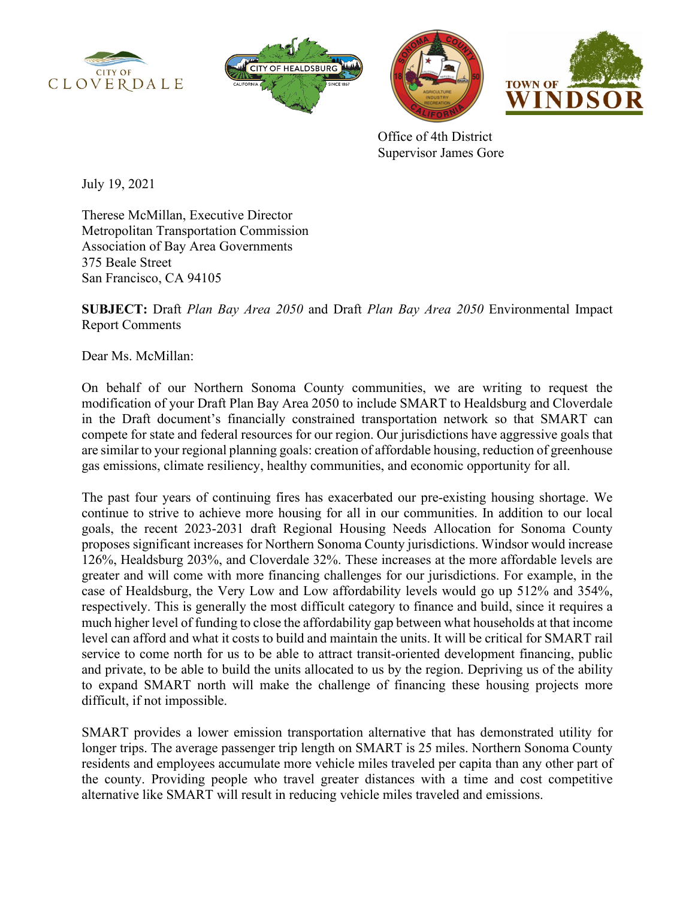Office of 4th District
Supervisor James Gore

July 19, 2021

Therese McMillan, Executive Director
Metropolitan Transportation Commission
Association of Bay Area Governments
375 Beale Street
San Francisco, CA 94105

**SUBJECT:** Draft *Plan Bay Area 2050* and Draft *Plan Bay Area 2050* Environmental Impact Report Comments

Dear Ms. McMillan:

On behalf of our Northern Sonoma County communities, we are writing to request the modification of your Draft Plan Bay Area 2050 to include SMART to Healdsburg and Cloverdale in the Draft document's financially constrained transportation network so that SMART can compete for state and federal resources for our region. Our jurisdictions have aggressive goals that are similar to your regional planning goals: creation of affordable housing, reduction of greenhouse gas emissions, climate resiliency, healthy communities, and economic opportunity for all.

The past four years of continuing fires has exacerbated our pre-existing housing shortage. We continue to strive to achieve more housing for all in our communities. In addition to our local goals, the recent 2023-2031 draft Regional Housing Needs Allocation for Sonoma County proposes significant increases for Northern Sonoma County jurisdictions. Windsor would increase 126%, Healdsburg 203%, and Cloverdale 32%. These increases at the more affordable levels are greater and will come with more financing challenges for our jurisdictions. For example, in the case of Healdsburg, the Very Low and Low affordability levels would go up 512% and 354%, respectively. This is generally the most difficult category to finance and build, since it requires a much higher level of funding to close the affordability gap between what households at that income level can afford and what it costs to build and maintain the units. It will be critical for SMART rail service to come north for us to be able to attract transit-oriented development financing, public and private, to be able to build the units allocated to us by the region. Depriving us of the ability to expand SMART north will make the challenge of financing these housing projects more difficult, if not impossible.

SMART provides a lower emission transportation alternative that has demonstrated utility for longer trips. The average passenger trip length on SMART is 25 miles. Northern Sonoma County residents and employees accumulate more vehicle miles traveled per capita than any other part of the county. Providing people who travel greater distances with a time and cost competitive alternative like SMART will result in reducing vehicle miles traveled and emissions.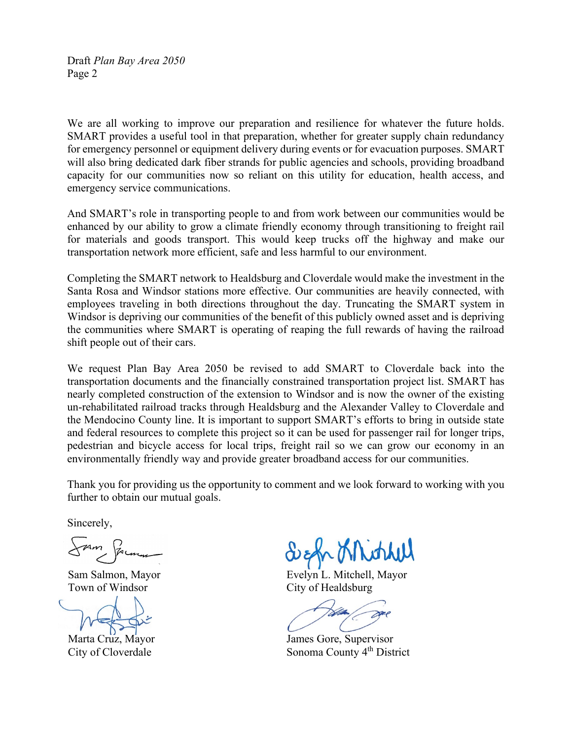We are all working to improve our preparation and resilience for whatever the future holds. SMART provides a useful tool in that preparation, whether for greater supply chain redundancy for emergency personnel or equipment delivery during events or for evacuation purposes. SMART will also bring dedicated dark fiber strands for public agencies and schools, providing broadband capacity for our communities now so reliant on this utility for education, health access, and emergency service communications.

And SMART's role in transporting people to and from work between our communities would be enhanced by our ability to grow a climate friendly economy through transitioning to freight rail for materials and goods transport. This would keep trucks off the highway and make our transportation network more efficient, safe and less harmful to our environment.

Completing the SMART network to Healdsburg and Cloverdale would make the investment in the Santa Rosa and Windsor stations more effective. Our communities are heavily connected, with employees traveling in both directions throughout the day. Truncating the SMART system in Windsor is depriving our communities of the benefit of this publicly owned asset and is depriving the communities where SMART is operating of reaping the full rewards of having the railroad shift people out of their cars.

We request Plan Bay Area 2050 be revised to add SMART to Cloverdale back into the transportation documents and the financially constrained transportation project list. SMART has nearly completed construction of the extension to Windsor and is now the owner of the existing un-rehabilitated railroad tracks through Healdsburg and the Alexander Valley to Cloverdale and the Mendocino County line. It is important to support SMART's efforts to bring in outside state and federal resources to complete this project so it can be used for passenger rail for longer trips, pedestrian and bicycle access for local trips, freight rail so we can grow our economy in an environmentally friendly way and provide greater broadband access for our communities.

Thank you for providing us the opportunity to comment and we look forward to working with you further to obtain our mutual goals.

Sincerely,

Sam Salmon, Mayor
Town of Windsor

Evelyn L. Mitchell, Mayor
City of Healdsburg

Marta Cruz, Mayor
City of Cloverdale

James Gore, Supervisor
Sonoma County 4th District